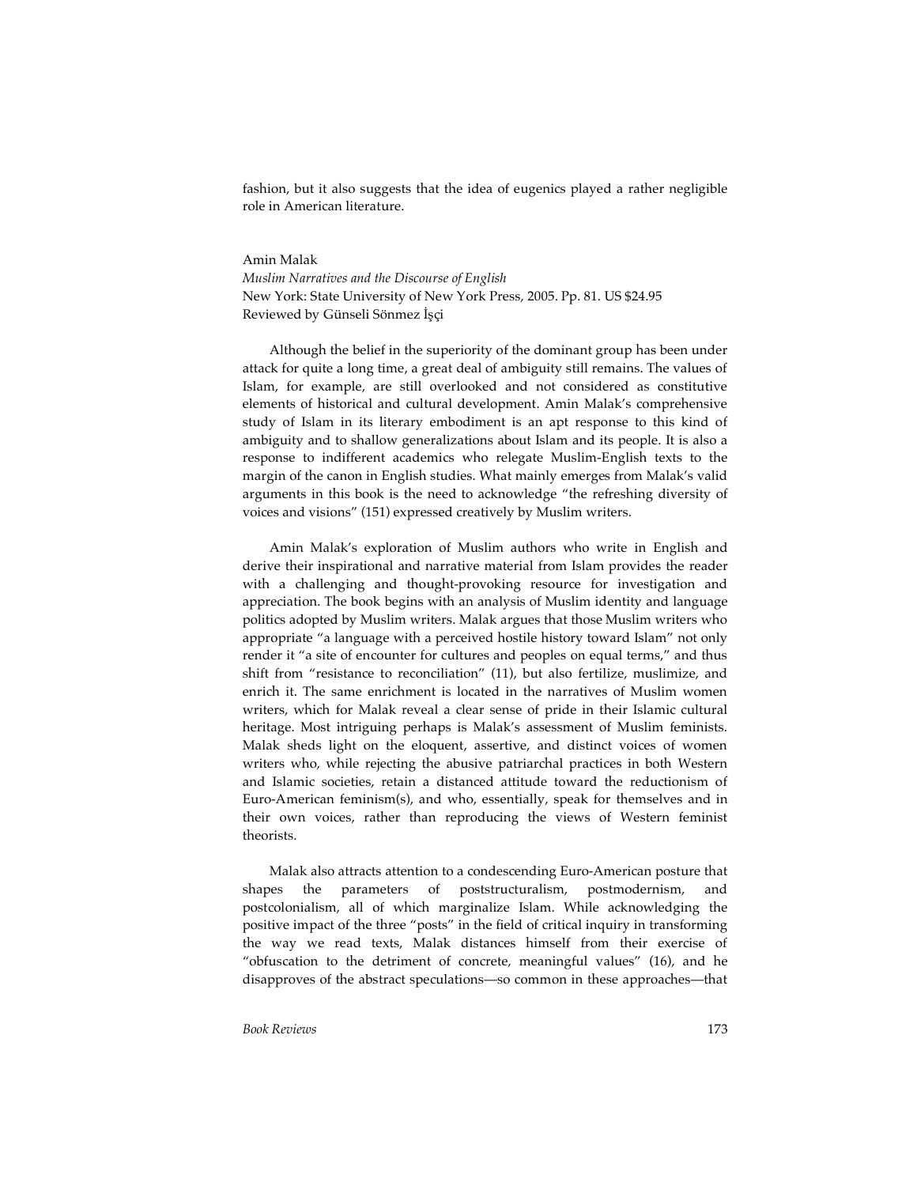fashion, but it also suggests that the idea of eugenics played a rather negligible role in American literature.

Amin Malak
*Muslim Narratives and the Discourse of English*
New York: State University of New York Press, 2005. Pp. 81. US $24.95
Reviewed by Günseli Sönmez İşçi

Although the belief in the superiority of the dominant group has been under attack for quite a long time, a great deal of ambiguity still remains. The values of Islam, for example, are still overlooked and not considered as constitutive elements of historical and cultural development. Amin Malak's comprehensive study of Islam in its literary embodiment is an apt response to this kind of ambiguity and to shallow generalizations about Islam and its people. It is also a response to indifferent academics who relegate Muslim-English texts to the margin of the canon in English studies. What mainly emerges from Malak's valid arguments in this book is the need to acknowledge "the refreshing diversity of voices and visions" (151) expressed creatively by Muslim writers.

Amin Malak's exploration of Muslim authors who write in English and derive their inspirational and narrative material from Islam provides the reader with a challenging and thought-provoking resource for investigation and appreciation. The book begins with an analysis of Muslim identity and language politics adopted by Muslim writers. Malak argues that those Muslim writers who appropriate "a language with a perceived hostile history toward Islam" not only render it "a site of encounter for cultures and peoples on equal terms," and thus shift from "resistance to reconciliation" (11), but also fertilize, muslimize, and enrich it. The same enrichment is located in the narratives of Muslim women writers, which for Malak reveal a clear sense of pride in their Islamic cultural heritage. Most intriguing perhaps is Malak's assessment of Muslim feminists. Malak sheds light on the eloquent, assertive, and distinct voices of women writers who, while rejecting the abusive patriarchal practices in both Western and Islamic societies, retain a distanced attitude toward the reductionism of Euro-American feminism(s), and who, essentially, speak for themselves and in their own voices, rather than reproducing the views of Western feminist theorists.

Malak also attracts attention to a condescending Euro-American posture that shapes the parameters of poststructuralism, postmodernism, and postcolonialism, all of which marginalize Islam. While acknowledging the positive impact of the three "posts" in the field of critical inquiry in transforming the way we read texts, Malak distances himself from their exercise of "obfuscation to the detriment of concrete, meaningful values" (16), and he disapproves of the abstract speculations—so common in these approaches—that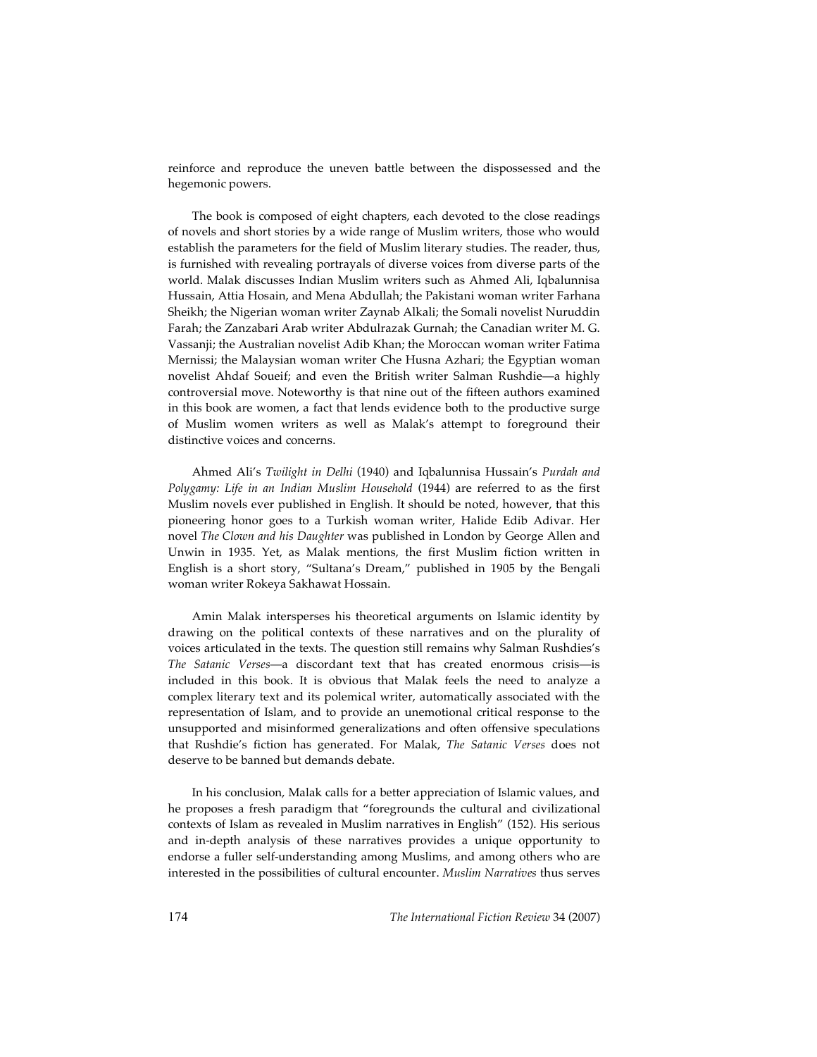reinforce and reproduce the uneven battle between the dispossessed and the hegemonic powers.

The book is composed of eight chapters, each devoted to the close readings of novels and short stories by a wide range of Muslim writers, those who would establish the parameters for the field of Muslim literary studies. The reader, thus, is furnished with revealing portrayals of diverse voices from diverse parts of the world. Malak discusses Indian Muslim writers such as Ahmed Ali, Iqbalunnisa Hussain, Attia Hosain, and Mena Abdullah; the Pakistani woman writer Farhana Sheikh; the Nigerian woman writer Zaynab Alkali; the Somali novelist Nuruddin Farah; the Zanzabari Arab writer Abdulrazak Gurnah; the Canadian writer M. G. Vassanji; the Australian novelist Adib Khan; the Moroccan woman writer Fatima Mernissi; the Malaysian woman writer Che Husna Azhari; the Egyptian woman novelist Ahdaf Soueif; and even the British writer Salman Rushdie—a highly controversial move. Noteworthy is that nine out of the fifteen authors examined in this book are women, a fact that lends evidence both to the productive surge of Muslim women writers as well as Malak's attempt to foreground their distinctive voices and concerns.

Ahmed Ali's *Twilight in Delhi* (1940) and Iqbalunnisa Hussain's *Purdah and Polygamy: Life in an Indian Muslim Household* (1944) are referred to as the first Muslim novels ever published in English. It should be noted, however, that this pioneering honor goes to a Turkish woman writer, Halide Edib Adivar. Her novel *The Clown and his Daughter* was published in London by George Allen and Unwin in 1935. Yet, as Malak mentions, the first Muslim fiction written in English is a short story, "Sultana's Dream," published in 1905 by the Bengali woman writer Rokeya Sakhawat Hossain.

Amin Malak intersperses his theoretical arguments on Islamic identity by drawing on the political contexts of these narratives and on the plurality of voices articulated in the texts. The question still remains why Salman Rushdies's *The Satanic Verses*—a discordant text that has created enormous crisis—is included in this book. It is obvious that Malak feels the need to analyze a complex literary text and its polemical writer, automatically associated with the representation of Islam, and to provide an unemotional critical response to the unsupported and misinformed generalizations and often offensive speculations that Rushdie's fiction has generated. For Malak, *The Satanic Verses* does not deserve to be banned but demands debate.

In his conclusion, Malak calls for a better appreciation of Islamic values, and he proposes a fresh paradigm that "foregrounds the cultural and civilizational contexts of Islam as revealed in Muslim narratives in English" (152). His serious and in-depth analysis of these narratives provides a unique opportunity to endorse a fuller self-understanding among Muslims, and among others who are interested in the possibilities of cultural encounter. *Muslim Narratives* thus serves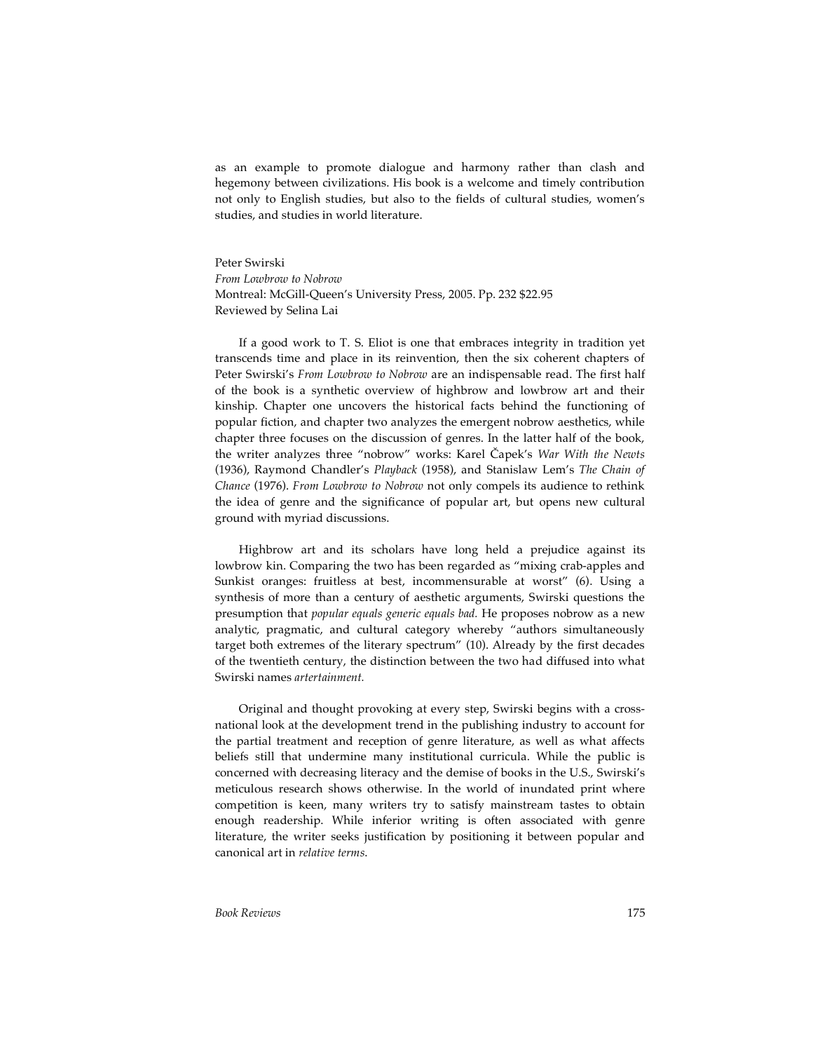as an example to promote dialogue and harmony rather than clash and hegemony between civilizations. His book is a welcome and timely contribution not only to English studies, but also to the fields of cultural studies, women's studies, and studies in world literature.

Peter Swirski
*From Lowbrow to Nobrow*
Montreal: McGill-Queen's University Press, 2005. Pp. 232 $22.95
Reviewed by Selina Lai

If a good work to T. S. Eliot is one that embraces integrity in tradition yet transcends time and place in its reinvention, then the six coherent chapters of Peter Swirski's *From Lowbrow to Nobrow* are an indispensable read. The first half of the book is a synthetic overview of highbrow and lowbrow art and their kinship. Chapter one uncovers the historical facts behind the functioning of popular fiction, and chapter two analyzes the emergent nobrow aesthetics, while chapter three focuses on the discussion of genres. In the latter half of the book, the writer analyzes three "nobrow" works: Karel Čapek's *War With the Newts* (1936), Raymond Chandler's *Playback* (1958), and Stanislaw Lem's *The Chain of Chance* (1976). *From Lowbrow to Nobrow* not only compels its audience to rethink the idea of genre and the significance of popular art, but opens new cultural ground with myriad discussions.

Highbrow art and its scholars have long held a prejudice against its lowbrow kin. Comparing the two has been regarded as "mixing crab-apples and Sunkist oranges: fruitless at best, incommensurable at worst" (6). Using a synthesis of more than a century of aesthetic arguments, Swirski questions the presumption that *popular equals generic equals bad.* He proposes nobrow as a new analytic, pragmatic, and cultural category whereby "authors simultaneously target both extremes of the literary spectrum" (10). Already by the first decades of the twentieth century, the distinction between the two had diffused into what Swirski names *artertainment.*

Original and thought provoking at every step, Swirski begins with a cross-national look at the development trend in the publishing industry to account for the partial treatment and reception of genre literature, as well as what affects beliefs still that undermine many institutional curricula. While the public is concerned with decreasing literacy and the demise of books in the U.S., Swirski's meticulous research shows otherwise. In the world of inundated print where competition is keen, many writers try to satisfy mainstream tastes to obtain enough readership. While inferior writing is often associated with genre literature, the writer seeks justification by positioning it between popular and canonical art in *relative terms*.